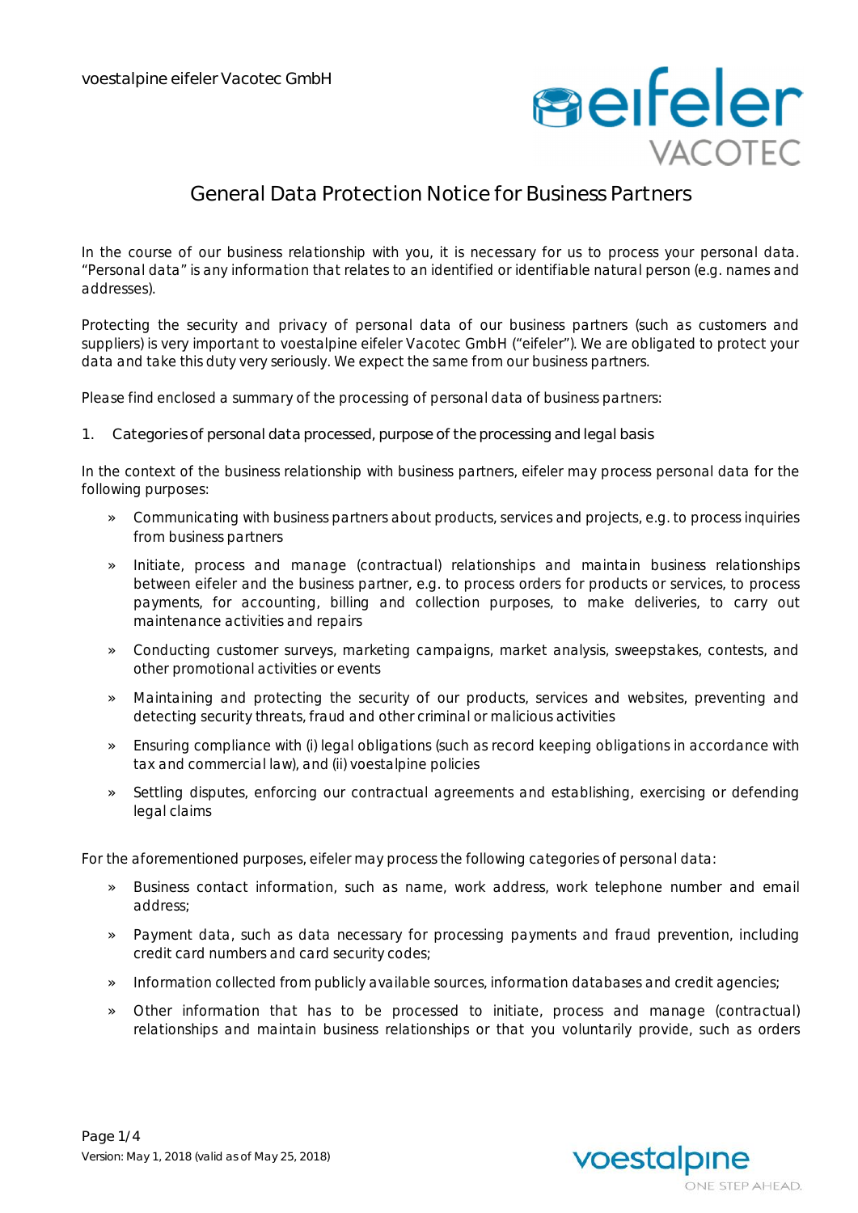voestalpine eifeler Vacotec GmbH

# General Data Protection Notice for Business Partners

In the course of our business relationship with you, it is necessary for us to process your personal data. "Personal data" is any information that relates to an identified or identifiable natural person (e.g. names and addresses).

Protecting the security and privacy of personal data of our business partners (such as customers and suppliers) is very important to voestalpine eifeler Vacotec GmbH ("eifeler"). We are obligated to protect your data and take this duty very seriously. We expect the same from our business partners.

Please find enclosed a summary of the processing of personal data of business partners:

## 1. Categories of personal data processed, purpose of the processing and legal basis

In the context of the business relationship with business partners, eifeler may process personal data for the following purposes:

- Communicating with business partners about products, services and projects, e.g. to process inquiries from business partners
- Initiate, process and manage (contractual) relationships and maintain business relationships between eifeler and the business partner, e.g. to process orders for products or services, to process payments, for accounting, billing and collection purposes, to make deliveries, to carry out maintenance activities and repairs
- Conducting customer surveys, marketing campaigns, market analysis, sweepstakes, contests, and other promotional activities or events
- Maintaining and protecting the security of our products, services and websites, preventing and detecting security threats, fraud and other criminal or malicious activities
- Ensuring compliance with (i) legal obligations (such as record keeping obligations in accordance with tax and commercial law), and (ii) voestalpine policies
- Settling disputes, enforcing our contractual agreements and establishing, exercising or defending legal claims

For the aforementioned purposes, eifeler may process the following categories of personal data:

- Business contact information, such as name, work address, work telephone number and email address;
- Payment data, such as data necessary for processing payments and fraud prevention, including credit card numbers and card security codes;
- Information collected from publicly available sources, information databases and credit agencies;
- Other information that has to be processed to initiate, process and manage (contractual) relationships and maintain business relationships or that you voluntarily provide, such as orders

Version: May 1, 2018 (valid as of May 25, 2018)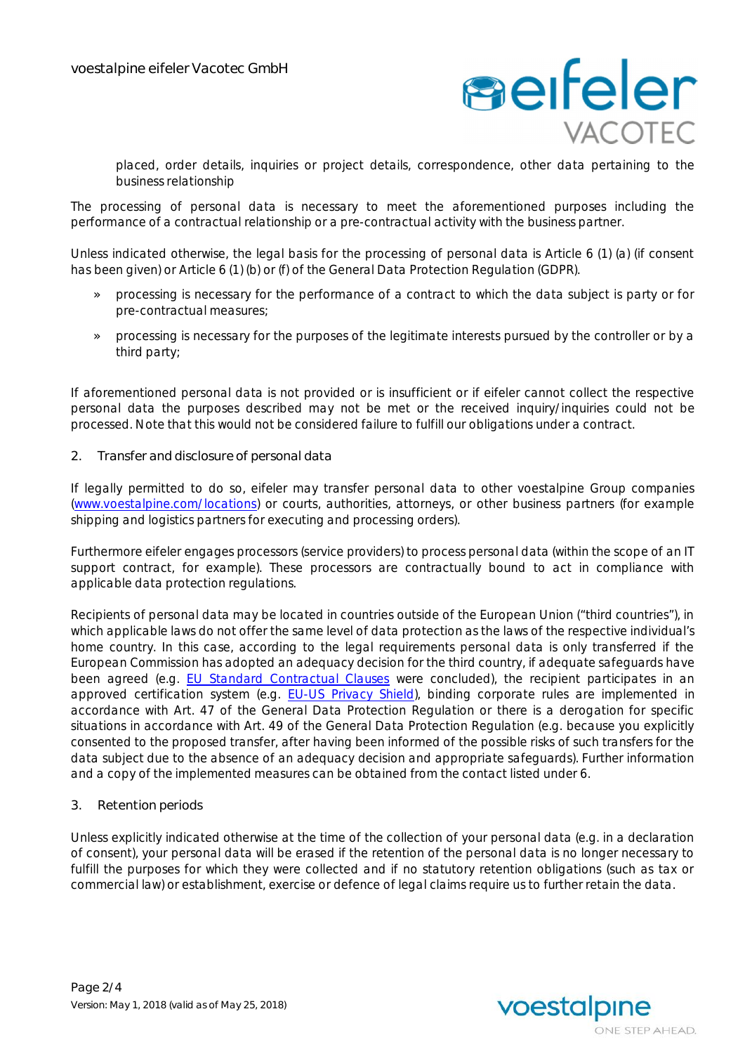placed, order details, inquiries or project details, correspondence, other data pertaining to the business relationship

The processing of personal data is necessary to meet the aforementioned purposes including the performance of a contractual relationship or a pre-contractual activity with the business partner.

Unless indicated otherwise, the legal basis for the processing of personal data is Article 6 (1) (a) (if consent has been given) or Article 6 (1) (b) or (f) of the General Data Protection Regulation (GDPR).

» processing is necessary for the performance of a contract to which the data subject is party or for pre-contractual measures;

» processing is necessary for the purposes of the legitimate interests pursued by the controller or by a third party;

If aforementioned personal data is not provided or is insufficient or if eifeler cannot collect the respective personal data the purposes described may not be met or the received inquiry/inquiries could not be processed. Note that this would not be considered failure to fulfill our obligations under a contract.

## 2. Transfer and disclosure of personal data

If legally permitted to do so, eifeler may transfer personal data to other voestalpine Group companies (www.voestalpine.com/locations) or courts, authorities, attorneys, or other business partners (for example shipping and logistics partners for executing and processing orders).

Furthermore eifeler engages processors (service providers) to process personal data (within the scope of an IT support contract, for example). These processors are contractually bound to act in compliance with applicable data protection regulations.

Recipients of personal data may be located in countries outside of the European Union ("third countries"), in which applicable laws do not offer the same level of data protection as the laws of the respective individual's home country. In this case, according to the legal requirements personal data is only transferred if the European Commission has adopted an adequacy decision for the third country, if adequate safeguards have been agreed (e.g. EU Standard Contractual Clauses were concluded), the recipient participates in an approved certification system (e.g. EU-US Privacy Shield), binding corporate rules are implemented in accordance with Art. 47 of the General Data Protection Regulation or there is a derogation for specific situations in accordance with Art. 49 of the General Data Protection Regulation (e.g. because you explicitly consented to the proposed transfer, after having been informed of the possible risks of such transfers for the data subject due to the absence of an adequacy decision and appropriate safeguards). Further information and a copy of the implemented measures can be obtained from the contact listed under 6.

## 3. Retention periods

Unless explicitly indicated otherwise at the time of the collection of your personal data (e.g. in a declaration of consent), your personal data will be erased if the retention of the personal data is no longer necessary to fulfill the purposes for which they were collected and if no statutory retention obligations (such as tax or commercial law) or establishment, exercise or defence of legal claims require us to further retain the data.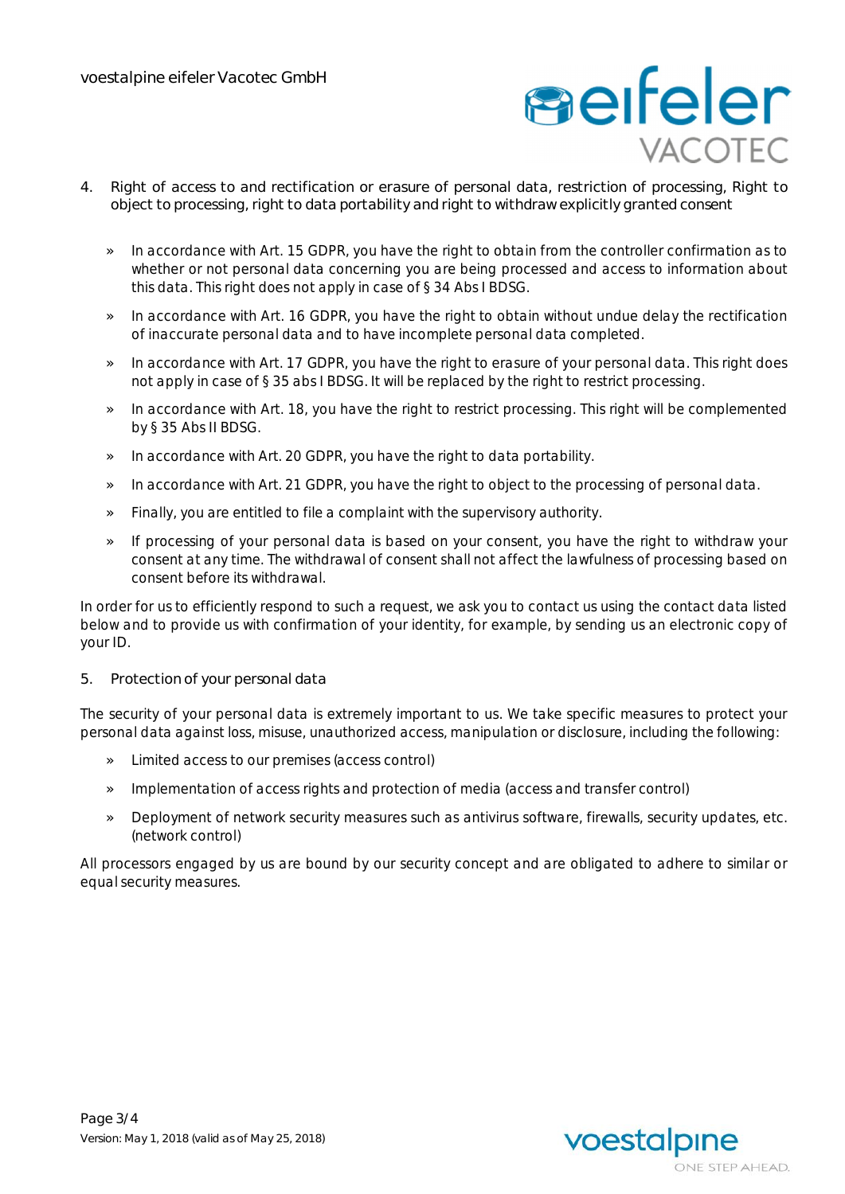## 4. Right of access to and rectification or erasure of personal data, restriction of processing, Right to object to processing, right to data portability and right to withdraw explicitly granted consent

- In accordance with Art. 15 GDPR, you have the right to obtain from the controller confirmation as to whether or not personal data concerning you are being processed and access to information about this data. This right does not apply in case of § 34 Abs I BDSG.
- In accordance with Art. 16 GDPR, you have the right to obtain without undue delay the rectification of inaccurate personal data and to have incomplete personal data completed.
- In accordance with Art. 17 GDPR, you have the right to erasure of your personal data. This right does not apply in case of § 35 abs I BDSG. It will be replaced by the right to restrict processing.
- In accordance with Art. 18, you have the right to restrict processing. This right will be complemented by § 35 Abs II BDSG.
- In accordance with Art. 20 GDPR, you have the right to data portability.
- In accordance with Art. 21 GDPR, you have the right to object to the processing of personal data.
- Finally, you are entitled to file a complaint with the supervisory authority.
- If processing of your personal data is based on your consent, you have the right to withdraw your consent at any time. The withdrawal of consent shall not affect the lawfulness of processing based on consent before its withdrawal.

In order for us to efficiently respond to such a request, we ask you to contact us using the contact data listed below and to provide us with confirmation of your identity, for example, by sending us an electronic copy of your ID.

## 5. Protection of your personal data

The security of your personal data is extremely important to us. We take specific measures to protect your personal data against loss, misuse, unauthorized access, manipulation or disclosure, including the following:

- Limited access to our premises (access control)
- Implementation of access rights and protection of media (access and transfer control)
- Deployment of network security measures such as antivirus software, firewalls, security updates, etc. (network control)

All processors engaged by us are bound by our security concept and are obligated to adhere to similar or equal security measures.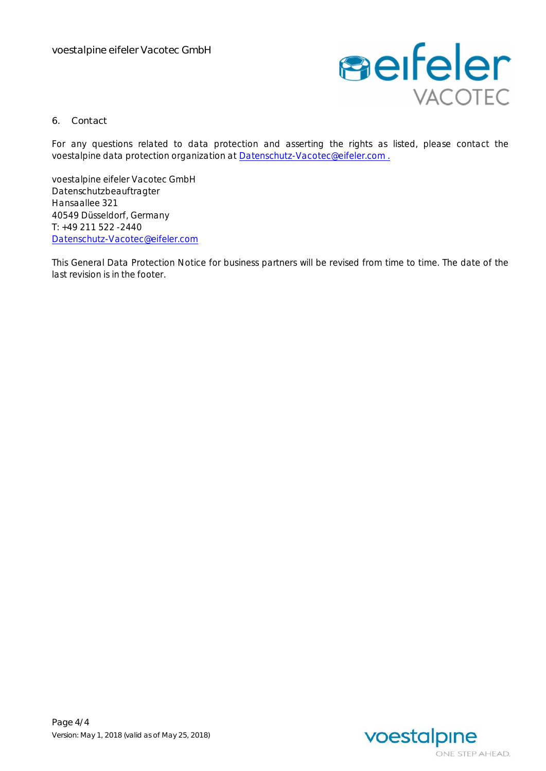## 6. Contact

For any questions related to data protection and asserting the rights as listed, please contact the voestalpine data protection organization at Datenschutz-Vacotec@eifeler.com .

voestalpine eifeler Vacotec GmbH
Datenschutzbeauftragter
Hansaallee 321
40549 Düsseldorf, Germany
T: +49 211 522 -2440
Datenschutz-Vacotec@eifeler.com

This General Data Protection Notice for business partners will be revised from time to time. The date of the last revision is in the footer.

Version: May 1, 2018 (valid as of May 25, 2018)